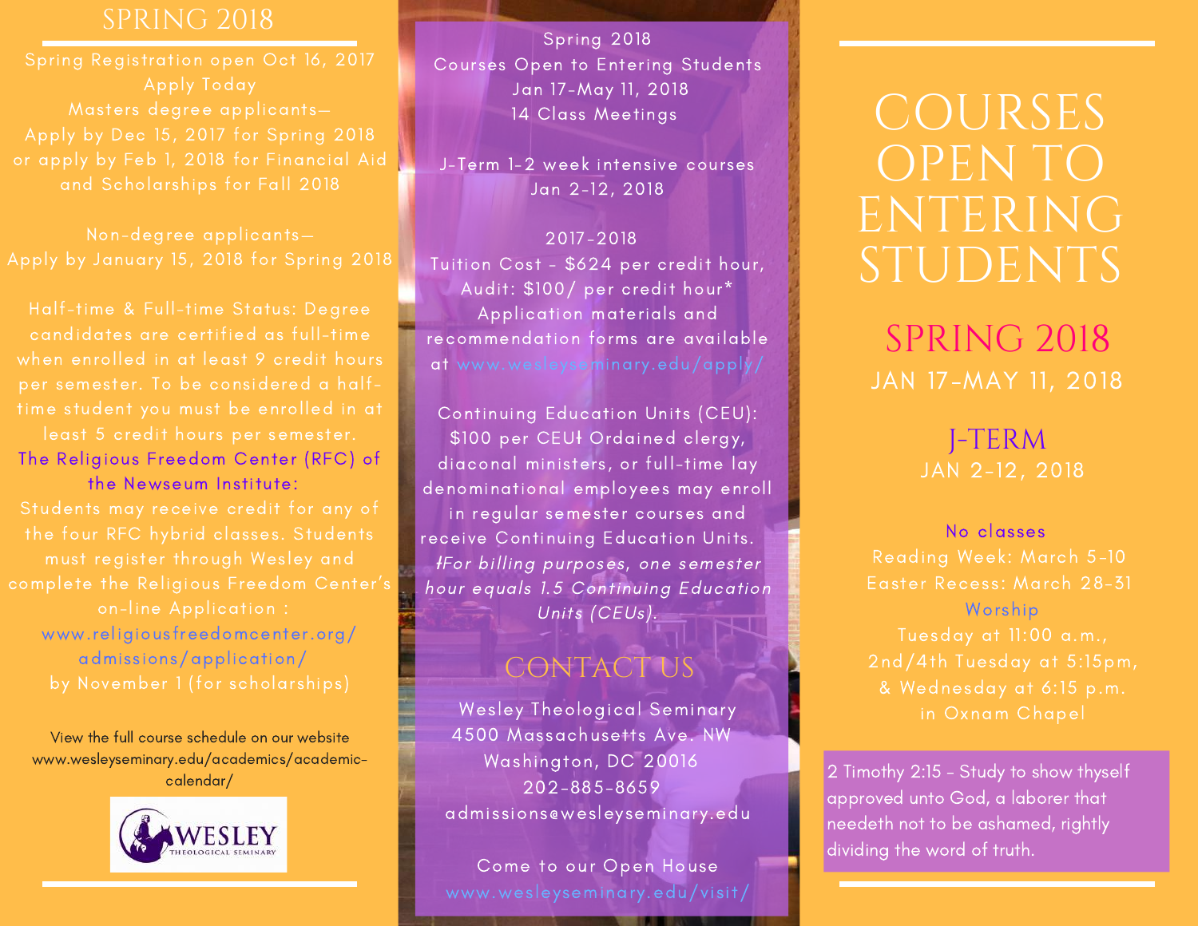## SPRING 2018

Spring Registration open Oct 16, 2017
Apply Today
Masters degree applicants—
Apply by Dec 15, 2017 for Spring 2018
or apply by Feb 1, 2018 for Financial Aid and Scholarships for Fall 2018

Non-degree applicants—
Apply by January 15, 2018 for Spring 2018

Half-time & Full-time Status: Degree candidates are certified as full-time when enrolled in at least 9 credit hours per semester. To be considered a half-time student you must be enrolled in at least 5 credit hours per semester.

The Religious Freedom Center (RFC) of the Newseum Institute:
Students may receive credit for any of the four RFC hybrid classes. Students must register through Wesley and complete the Religious Freedom Center's on-line Application :
www.religiousfreedomcenter.org/admissions/application/
by November 1 (for scholarships)

View the full course schedule on our website
www.wesleyseminary.edu/academics/academic-calendar/

WESLEY THEOLOGICAL SEMINARY

Spring 2018
Courses Open to Entering Students
Jan 17-May 11, 2018
14 Class Meetings

J-Term 1-2 week intensive courses
Jan 2-12, 2018

2017-2018
Tuition Cost - $624 per credit hour,
Audit: $100/ per credit hour*
Application materials and recommendation forms are available at www.wesleyseminary.edu/apply/

Continuing Education Units (CEU):
$100 per CEU‡ Ordained clergy, diaconal ministers, or full-time lay denominational employees may enroll in regular semester courses and receive Continuing Education Units.
*‡For billing purposes, one semester hour equals 1.5 Continuing Education Units (CEUs).*

## CONTACT US

Wesley Theological Seminary
4500 Massachusetts Ave. NW
Washington, DC 20016
202-885-8659
admissions@wesleyseminary.edu

Come to our Open House
www.wesleyseminary.edu/visit/

# COURSES OPEN TO ENTERING STUDENTS

## SPRING 2018

JAN 17-MAY 11, 2018

## J-TERM

JAN 2-12, 2018

No classes
Reading Week: March 5-10
Easter Recess: March 28-31

Worship
Tuesday at 11:00 a.m.,
2nd/4th Tuesday at 5:15pm,
& Wednesday at 6:15 p.m.
in Oxnam Chapel

2 Timothy 2:15 - Study to show thyself approved unto God, a laborer that needeth not to be ashamed, rightly dividing the word of truth.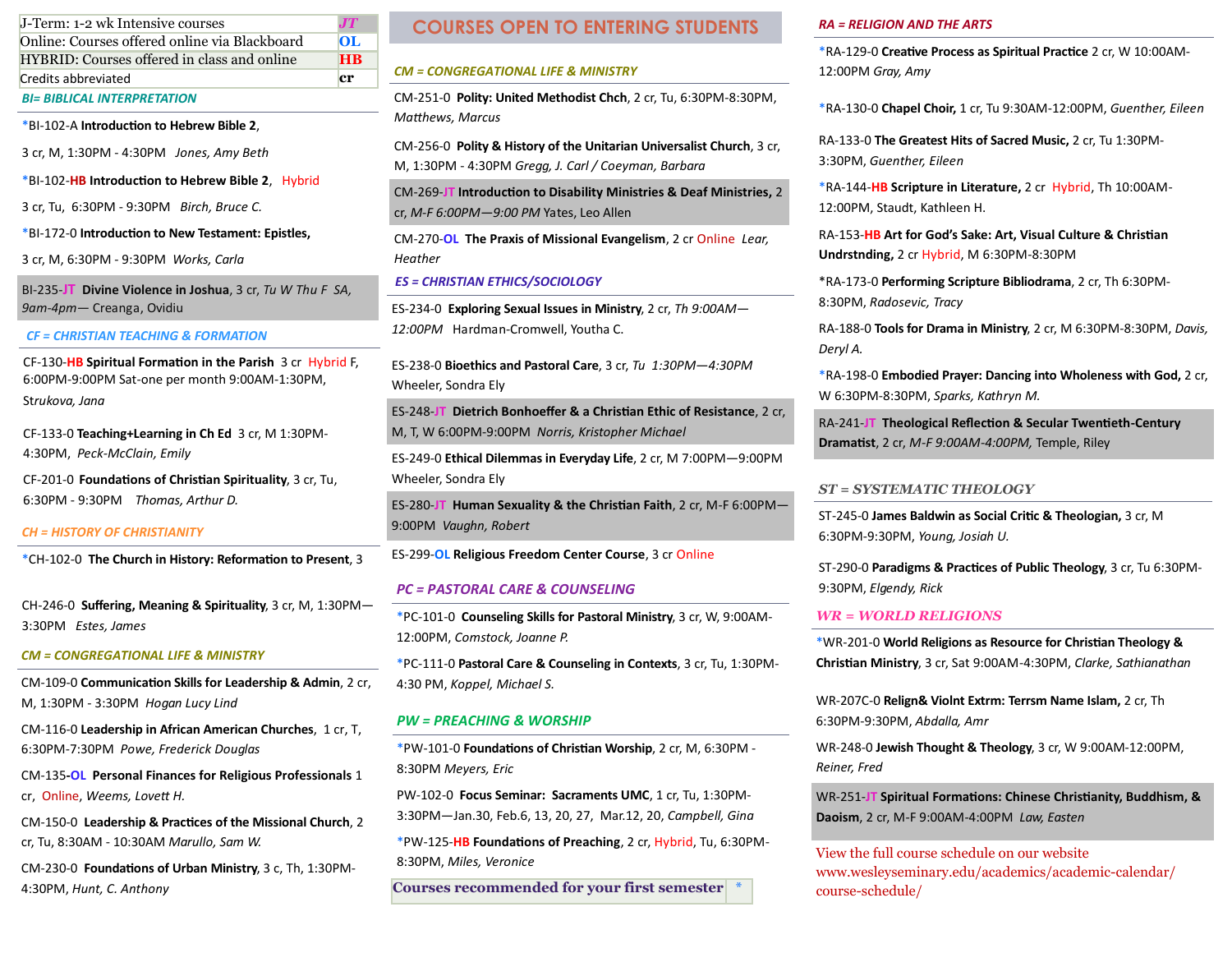| | |
|---|---|
| J-Term: 1-2 wk Intensive courses | JT |
| Online: Courses offered online via Blackboard | OL |
| HYBRID: Courses offered in class and online | HB |
| Credits abbreviated | cr |

### BI= BIBLICAL INTERPRETATION

*BI-102-A **Introduction to Hebrew Bible 2**,

3 cr, M, 1:30PM - 4:30PM *Jones, Amy Beth*

*BI-102-HB **Introduction to Hebrew Bible 2**, Hybrid

3 cr, Tu, 6:30PM - 9:30PM *Birch, Bruce C.*

*BI-172-0 **Introduction to New Testament: Epistles**,

3 cr, M, 6:30PM - 9:30PM *Works, Carla*

BI-235-JT **Divine Violence in Joshua**, 3 cr, *Tu W Thu F SA, 9am-4pm*— Creanga, Ovidiu

### CF = CHRISTIAN TEACHING & FORMATION

CF-130-HB **Spiritual Formation in the Parish** 3 cr Hybrid F, 6:00PM-9:00PM Sat-one per month 9:00AM-1:30PM, *Strukova, Jana*

CF-133-0 **Teaching+Learning in Ch Ed** 3 cr, M 1:30PM-4:30PM, *Peck-McClain, Emily*

CF-201-0 **Foundations of Christian Spirituality**, 3 cr, Tu, 6:30PM - 9:30PM *Thomas, Arthur D.*

### CH = HISTORY OF CHRISTIANITY

*CH-102-0 **The Church in History: Reformation to Present**, 3

CH-246-0 **Suffering, Meaning & Spirituality**, 3 cr, M, 1:30PM—3:30PM *Estes, James*

### CM = CONGREGATIONAL LIFE & MINISTRY

CM-109-0 **Communication Skills for Leadership & Admin**, 2 cr, M, 1:30PM - 3:30PM *Hogan Lucy Lind*

CM-116-0 **Leadership in African American Churches**, 1 cr, T, 6:30PM-7:30PM *Powe, Frederick Douglas*

CM-135-OL **Personal Finances for Religious Professionals** 1 cr, Online, *Weems, Lovett H.*

CM-150-0 **Leadership & Practices of the Missional Church**, 2 cr, Tu, 8:30AM - 10:30AM *Marullo, Sam W.*

CM-230-0 **Foundations of Urban Ministry**, 3 c, Th, 1:30PM-4:30PM, *Hunt, C. Anthony*

## COURSES OPEN TO ENTERING STUDENTS

### CM = CONGREGATIONAL LIFE & MINISTRY

CM-251-0 **Polity: United Methodist Chch**, 2 cr, Tu, 6:30PM-8:30PM, *Matthews, Marcus*

CM-256-0 **Polity & History of the Unitarian Universalist Church**, 3 cr, M, 1:30PM - 4:30PM *Gregg, J. Carl / Coeyman, Barbara*

CM-269-JT **Introduction to Disability Ministries & Deaf Ministries,** 2 cr, *M-F 6:00PM—9:00 PM* Yates, Leo Allen

CM-270-OL **The Praxis of Missional Evangelism**, 2 cr Online *Lear, Heather*

### ES = CHRISTIAN ETHICS/SOCIOLOGY

ES-234-0 **Exploring Sexual Issues in Ministry**, 2 cr, *Th 9:00AM—12:00PM* Hardman-Cromwell, Youtha C.

ES-238-0 **Bioethics and Pastoral Care**, 3 cr, *Tu 1:30PM—4:30PM* Wheeler, Sondra Ely

ES-248-JT **Dietrich Bonhoeffer & a Christian Ethic of Resistance**, 2 cr, M, T, W 6:00PM-9:00PM *Norris, Kristopher Michael*

ES-249-0 **Ethical Dilemmas in Everyday Life**, 2 cr, M 7:00PM—9:00PM Wheeler, Sondra Ely

ES-280-JT **Human Sexuality & the Christian Faith**, 2 cr, M-F 6:00PM—9:00PM *Vaughn, Robert*

ES-299-OL **Religious Freedom Center Course**, 3 cr Online

### PC = PASTORAL CARE & COUNSELING

*PC-101-0 **Counseling Skills for Pastoral Ministry**, 3 cr, W, 9:00AM-12:00PM, *Comstock, Joanne P.*

*PC-111-0 **Pastoral Care & Counseling in Contexts**, 3 cr, Tu, 1:30PM-4:30 PM, *Koppel, Michael S.*

### PW = PREACHING & WORSHIP

*PW-101-0 **Foundations of Christian Worship**, 2 cr, M, 6:30PM - 8:30PM *Meyers, Eric*

PW-102-0 **Focus Seminar: Sacraments UMC**, 1 cr, Tu, 1:30PM-3:30PM—Jan.30, Feb.6, 13, 20, 27, Mar.12, 20, *Campbell, Gina*

*PW-125-HB **Foundations of Preaching**, 2 cr, Hybrid, Tu, 6:30PM-8:30PM, *Miles, Veronice*

| | |
|---|---|
| Courses recommended for your first semester | * |

### RA = RELIGION AND THE ARTS

*RA-129-0 **Creative Process as Spiritual Practice** 2 cr, W 10:00AM-12:00PM *Gray, Amy*

*RA-130-0 **Chapel Choir,** 1 cr, Tu 9:30AM-12:00PM, *Guenther, Eileen*

RA-133-0 **The Greatest Hits of Sacred Music,** 2 cr, Tu 1:30PM-3:30PM, *Guenther, Eileen*

*RA-144-HB **Scripture in Literature,** 2 cr Hybrid, Th 10:00AM-12:00PM, Staudt, Kathleen H.

RA-153-HB **Art for God's Sake: Art, Visual Culture & Christian Undrstnding,** 2 cr Hybrid, M 6:30PM-8:30PM

*RA-173-0 **Performing Scripture Bibliodrama**, 2 cr, Th 6:30PM-8:30PM, *Radosevic, Tracy*

RA-188-0 **Tools for Drama in Ministry**, 2 cr, M 6:30PM-8:30PM, *Davis, Deryl A.*

*RA-198-0 **Embodied Prayer: Dancing into Wholeness with God,** 2 cr, W 6:30PM-8:30PM, *Sparks, Kathryn M.*

RA-241-JT **Theological Reflection & Secular Twentieth-Century Dramatist**, 2 cr, *M-F 9:00AM-4:00PM,* Temple, Riley

### ST = SYSTEMATIC THEOLOGY

ST-245-0 **James Baldwin as Social Critic & Theologian,** 3 cr, M 6:30PM-9:30PM, *Young, Josiah U.*

ST-290-0 **Paradigms & Practices of Public Theology**, 3 cr, Tu 6:30PM-9:30PM, *Elgendy, Rick*

### WR = WORLD RELIGIONS

*WR-201-0 **World Religions as Resource for Christian Theology & Christian Ministry**, 3 cr, Sat 9:00AM-4:30PM, *Clarke, Sathianathan*

WR-207C-0 **Relign& Violnt Extrm: Terrsm Name Islam,** 2 cr, Th 6:30PM-9:30PM, *Abdalla, Amr*

WR-248-0 **Jewish Thought & Theology**, 3 cr, W 9:00AM-12:00PM, *Reiner, Fred*

WR-251-JT **Spiritual Formations: Chinese Christianity, Buddhism, & Daoism**, 2 cr, M-F 9:00AM-4:00PM *Law, Easten*

View the full course schedule on our website www.wesleyseminary.edu/academics/academic-calendar/course-schedule/